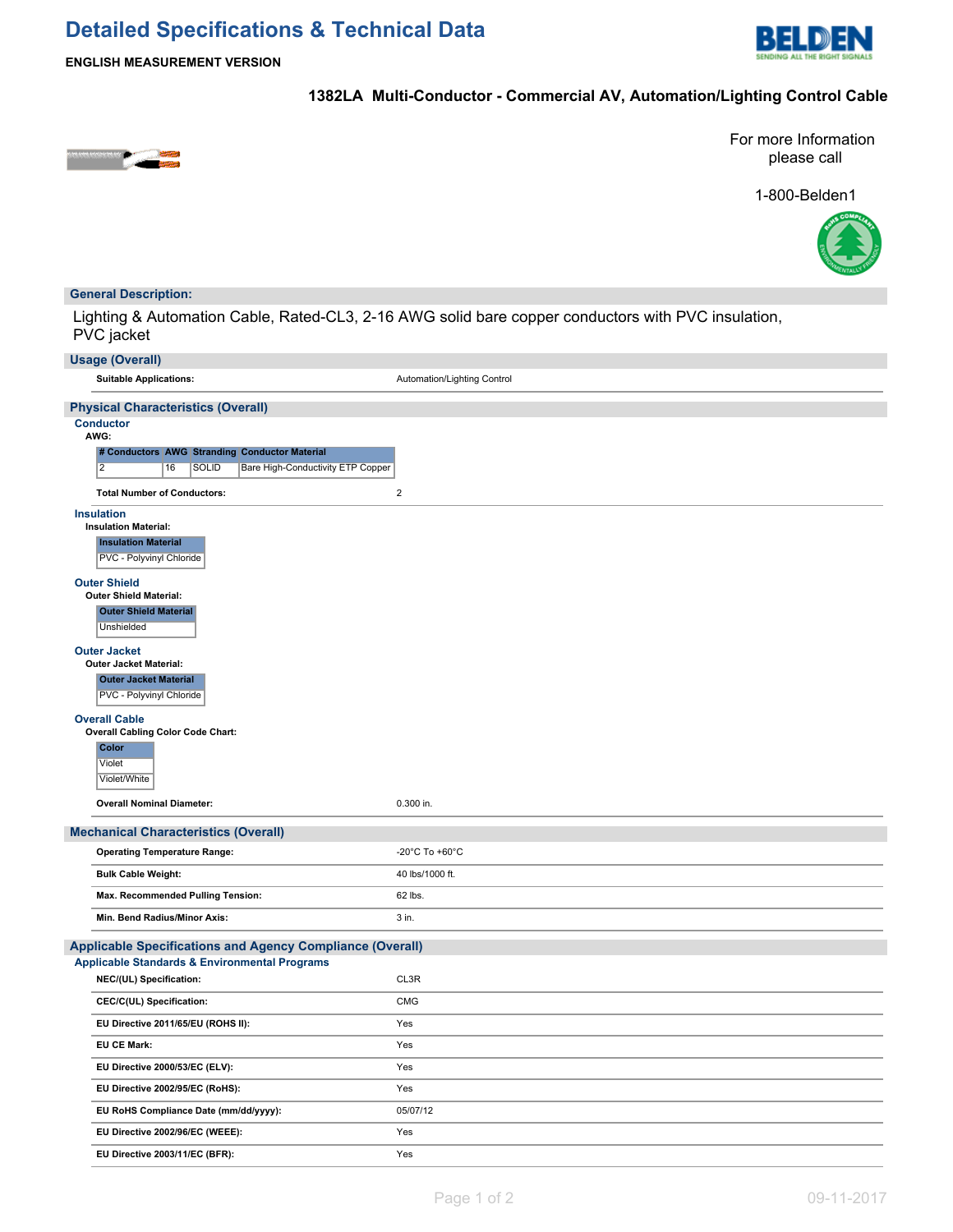# Detailed Specifications & Technical Data

**ENGLISH MEASUREMENT VERSION**

## 1382LA Multi-Conductor - Commercial AV, Automation/Lighting Control Cable

For more Information please call

1-800-Belden1

## General Description:

Lighting & Automation Cable, Rated-CL3, 2-16 AWG solid bare copper conductors with PVC insulation, PVC jacket

## Usage (Overall)

| | |
|---|---|
| **Suitable Applications:** | Automation/Lighting Control |

## Physical Characteristics (Overall)

### Conductor

**AWG:**

| # Conductors | AWG | Stranding | Conductor Material |
|---|---|---|---|
| 2 | 16 | SOLID | Bare High-Conductivity ETP Copper |

| | |
|---|---|
| **Total Number of Conductors:** | 2 |

### Insulation

**Insulation Material:**

| Insulation Material |
|---|
| PVC - Polyvinyl Chloride |

### Outer Shield

**Outer Shield Material:**

| Outer Shield Material |
|---|
| Unshielded |

### Outer Jacket

**Outer Jacket Material:**

| Outer Jacket Material |
|---|
| PVC - Polyvinyl Chloride |

### Overall Cable

**Overall Cabling Color Code Chart:**

| Color |
|---|
| Violet |
| Violet/White |

| | |
|---|---|
| **Overall Nominal Diameter:** | 0.300 in. |

## Mechanical Characteristics (Overall)

| | |
|---|---|
| **Operating Temperature Range:** | -20°C To +60°C |
| **Bulk Cable Weight:** | 40 lbs/1000 ft. |
| **Max. Recommended Pulling Tension:** | 62 lbs. |
| **Min. Bend Radius/Minor Axis:** | 3 in. |

## Applicable Specifications and Agency Compliance (Overall)

### Applicable Standards & Environmental Programs

| | |
|---|---|
| **NEC/(UL) Specification:** | CL3R |
| **CEC/C(UL) Specification:** | CMG |
| **EU Directive 2011/65/EU (ROHS II):** | Yes |
| **EU CE Mark:** | Yes |
| **EU Directive 2000/53/EC (ELV):** | Yes |
| **EU Directive 2002/95/EC (RoHS):** | Yes |
| **EU RoHS Compliance Date (mm/dd/yyyy):** | 05/07/12 |
| **EU Directive 2002/96/EC (WEEE):** | Yes |
| **EU Directive 2003/11/EC (BFR):** | Yes |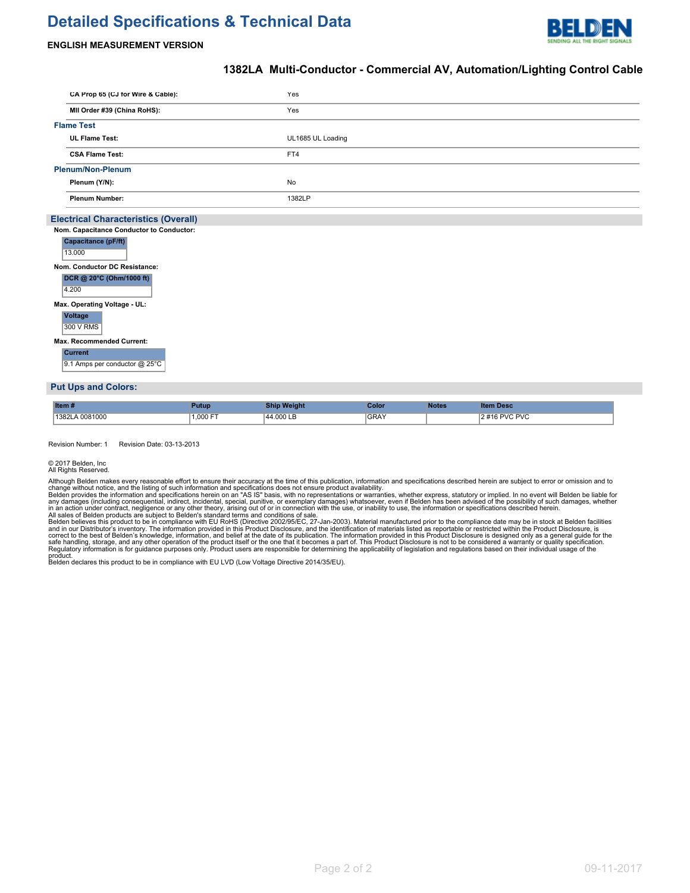# Detailed Specifications & Technical Data

**ENGLISH MEASUREMENT VERSION**

## 1382LA Multi-Conductor - Commercial AV, Automation/Lighting Control Cable

| | |
|---|---|
| **CA Prop 65 (CJ for Wire & Cable):** | Yes |
| **MII Order #39 (China RoHS):** | Yes |

### Flame Test

| | |
|---|---|
| **UL Flame Test:** | UL1685 UL Loading |
| **CSA Flame Test:** | FT4 |

### Plenum/Non-Plenum

| | |
|---|---|
| **Plenum (Y/N):** | No |
| **Plenum Number:** | 1382LP |

## Electrical Characteristics (Overall)

**Nom. Capacitance Conductor to Conductor:**

| Capacitance (pF/ft) |
|---|
| 13.000 |

**Nom. Conductor DC Resistance:**

| DCR @ 20°C (Ohm/1000 ft) |
|---|
| 4.200 |

**Max. Operating Voltage - UL:**

| Voltage |
|---|
| 300 V RMS |

**Max. Recommended Current:**

| Current |
|---|
| 9.1 Amps per conductor @ 25°C |

## Put Ups and Colors:

| Item # | Putup | Ship Weight | Color | Notes | Item Desc |
|---|---|---|---|---|---|
| 1382LA 0081000 | 1,000 FT | 44.000 LB | GRAY | | 2 #16 PVC PVC |

Revision Number: 1 Revision Date: 03-13-2013

© 2017 Belden, Inc
All Rights Reserved.

Although Belden makes every reasonable effort to ensure their accuracy at the time of this publication, information and specifications described herein are subject to error or omission and to change without notice, and the listing of such information and specifications does not ensure product availability.
Belden provides the information and specifications herein on an "AS IS" basis, with no representations or warranties, whether express, statutory or implied. In no event will Belden be liable for any damages (including consequential, indirect, incidental, special, punitive, or exemplary damages) whatsoever, even if Belden has been advised of the possibility of such damages, whether in an action under contract, negligence or any other theory, arising out of or in connection with the use, or inability to use, the information or specifications described herein.
All sales of Belden products are subject to Belden's standard terms and conditions of sale.
Belden believes this product to be in compliance with EU RoHS (Directive 2002/95/EC, 27-Jan-2003). Material manufactured prior to the compliance date may be in stock at Belden facilities and in our Distributor's inventory. The information provided in this Product Disclosure, and the identification of materials listed as reportable or restricted within the Product Disclosure, is correct to the best of Belden's knowledge, information, and belief at the date of its publication. The information provided in this Product Disclosure is designed only as a general guide for the safe handling, storage, and any other operation of the product itself or the one that it becomes a part of. This Product Disclosure is not to be considered a warranty or quality specification. Regulatory information is for guidance purposes only. Product users are responsible for determining the applicability of legislation and regulations based on their individual usage of the product.
Belden declares this product to be in compliance with EU LVD (Low Voltage Directive 2014/35/EU).